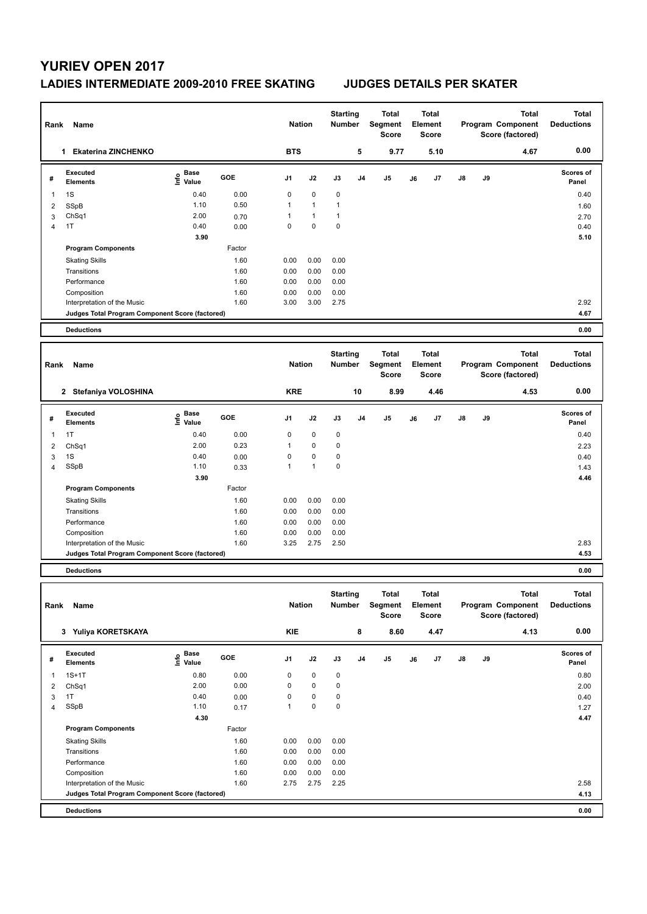# YURIEV OPEN 2017

## LADIES INTERMEDIATE 2009-2010 FREE SKATING — JUDGES DETAILS PER SKATER

| Rank | Name | Nation | Starting Number | Total Segment Score | Total Element Score | Total Program Component Score (factored) | Total Deductions |
|---|---|---|---|---|---|---|---|
| 1 | Ekaterina ZINCHENKO | BTS | 5 | 9.77 | 5.10 | 4.67 | 0.00 |

| # | Executed Elements | Info | Base Value | GOE | J1 | J2 | J3 | J4 | J5 | J6 | J7 | J8 | J9 | Scores of Panel |
|---|---|---|---|---|---|---|---|---|---|---|---|---|---|---|
| 1 | 1S | | 0.40 | 0.00 | 0 | 0 | 0 | | | | | | | 0.40 |
| 2 | SSpB | | 1.10 | 0.50 | 1 | 1 | 1 | | | | | | | 1.60 |
| 3 | ChSq1 | | 2.00 | 0.70 | 1 | 1 | 1 | | | | | | | 2.70 |
| 4 | 1T | | 0.40 | 0.00 | 0 | 0 | 0 | | | | | | | 0.40 |
| | | | 3.90 | | | | | | | | | | | 5.10 |

| Program Components | Factor | J1 | J2 | J3 | J4 | J5 | J6 | J7 | J8 | J9 | Scores of Panel |
|---|---|---|---|---|---|---|---|---|---|---|---|
| Skating Skills | 1.60 | 0.00 | 0.00 | 0.00 | | | | | | | |
| Transitions | 1.60 | 0.00 | 0.00 | 0.00 | | | | | | | |
| Performance | 1.60 | 0.00 | 0.00 | 0.00 | | | | | | | |
| Composition | 1.60 | 0.00 | 0.00 | 0.00 | | | | | | | |
| Interpretation of the Music | 1.60 | 3.00 | 3.00 | 2.75 | | | | | | | 2.92 |
| Judges Total Program Component Score (factored) | | | | | | | | | | | 4.67 |
| Deductions | | | | | | | | | | | 0.00 |

| Rank | Name | Nation | Starting Number | Total Segment Score | Total Element Score | Total Program Component Score (factored) | Total Deductions |
|---|---|---|---|---|---|---|---|
| 2 | Stefaniya VOLOSHINA | KRE | 10 | 8.99 | 4.46 | 4.53 | 0.00 |

| # | Executed Elements | Info | Base Value | GOE | J1 | J2 | J3 | J4 | J5 | J6 | J7 | J8 | J9 | Scores of Panel |
|---|---|---|---|---|---|---|---|---|---|---|---|---|---|---|
| 1 | 1T | | 0.40 | 0.00 | 0 | 0 | 0 | | | | | | | 0.40 |
| 2 | ChSq1 | | 2.00 | 0.23 | 1 | 0 | 0 | | | | | | | 2.23 |
| 3 | 1S | | 0.40 | 0.00 | 0 | 0 | 0 | | | | | | | 0.40 |
| 4 | SSpB | | 1.10 | 0.33 | 1 | 1 | 0 | | | | | | | 1.43 |
| | | | 3.90 | | | | | | | | | | | 4.46 |

| Program Components | Factor | J1 | J2 | J3 | J4 | J5 | J6 | J7 | J8 | J9 | Scores of Panel |
|---|---|---|---|---|---|---|---|---|---|---|---|
| Skating Skills | 1.60 | 0.00 | 0.00 | 0.00 | | | | | | | |
| Transitions | 1.60 | 0.00 | 0.00 | 0.00 | | | | | | | |
| Performance | 1.60 | 0.00 | 0.00 | 0.00 | | | | | | | |
| Composition | 1.60 | 0.00 | 0.00 | 0.00 | | | | | | | |
| Interpretation of the Music | 1.60 | 3.25 | 2.75 | 2.50 | | | | | | | 2.83 |
| Judges Total Program Component Score (factored) | | | | | | | | | | | 4.53 |
| Deductions | | | | | | | | | | | 0.00 |

| Rank | Name | Nation | Starting Number | Total Segment Score | Total Element Score | Total Program Component Score (factored) | Total Deductions |
|---|---|---|---|---|---|---|---|
| 3 | Yuliya KORETSKAYA | KIE | 8 | 8.60 | 4.47 | 4.13 | 0.00 |

| # | Executed Elements | Info | Base Value | GOE | J1 | J2 | J3 | J4 | J5 | J6 | J7 | J8 | J9 | Scores of Panel |
|---|---|---|---|---|---|---|---|---|---|---|---|---|---|---|
| 1 | 1S+1T | | 0.80 | 0.00 | 0 | 0 | 0 | | | | | | | 0.80 |
| 2 | ChSq1 | | 2.00 | 0.00 | 0 | 0 | 0 | | | | | | | 2.00 |
| 3 | 1T | | 0.40 | 0.00 | 0 | 0 | 0 | | | | | | | 0.40 |
| 4 | SSpB | | 1.10 | 0.17 | 1 | 0 | 0 | | | | | | | 1.27 |
| | | | 4.30 | | | | | | | | | | | 4.47 |

| Program Components | Factor | J1 | J2 | J3 | J4 | J5 | J6 | J7 | J8 | J9 | Scores of Panel |
|---|---|---|---|---|---|---|---|---|---|---|---|
| Skating Skills | 1.60 | 0.00 | 0.00 | 0.00 | | | | | | | |
| Transitions | 1.60 | 0.00 | 0.00 | 0.00 | | | | | | | |
| Performance | 1.60 | 0.00 | 0.00 | 0.00 | | | | | | | |
| Composition | 1.60 | 0.00 | 0.00 | 0.00 | | | | | | | |
| Interpretation of the Music | 1.60 | 2.75 | 2.75 | 2.25 | | | | | | | 2.58 |
| Judges Total Program Component Score (factored) | | | | | | | | | | | 4.13 |
| Deductions | | | | | | | | | | | 0.00 |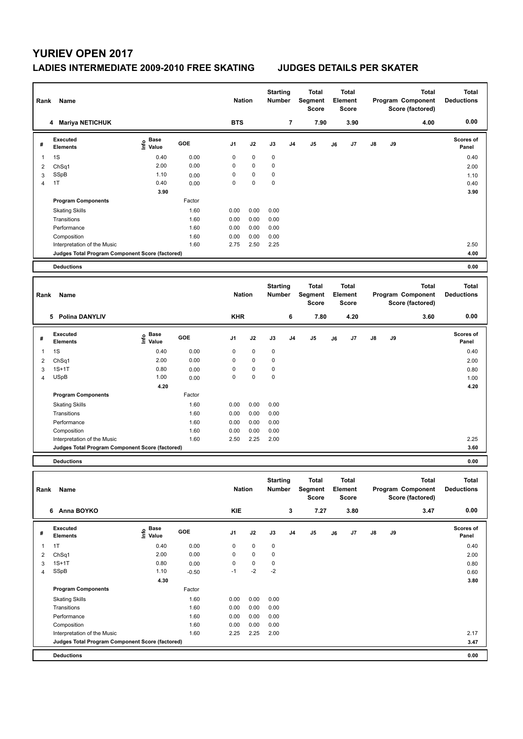# YURIEV OPEN 2017

## LADIES INTERMEDIATE 2009-2010 FREE SKATING JUDGES DETAILS PER SKATER

| Rank | Name | Nation | Starting Number | Total Segment Score | Total Element Score | Total Program Component Score (factored) | Total Deductions |
|---|---|---|---|---|---|---|---|
| 4 | Mariya NETICHUK | BTS | 7 | 7.90 | 3.90 | 4.00 | 0.00 |

| # | Executed Elements | Info | Base Value | GOE | J1 | J2 | J3 | J4 | J5 | J6 | J7 | J8 | J9 | Scores of Panel |
|---|---|---|---|---|---|---|---|---|---|---|---|---|---|---|
| 1 | 1S | | 0.40 | 0.00 | 0 | 0 | 0 | | | | | | | 0.40 |
| 2 | ChSq1 | | 2.00 | 0.00 | 0 | 0 | 0 | | | | | | | 2.00 |
| 3 | SSpB | | 1.10 | 0.00 | 0 | 0 | 0 | | | | | | | 1.10 |
| 4 | 1T | | 0.40 | 0.00 | 0 | 0 | 0 | | | | | | | 0.40 |
| | | | 3.90 | | | | | | | | | | | 3.90 |
| | **Program Components** | | | Factor | | | | | | | | | | |
| | Skating Skills | | | 1.60 | 0.00 | 0.00 | 0.00 | | | | | | | |
| | Transitions | | | 1.60 | 0.00 | 0.00 | 0.00 | | | | | | | |
| | Performance | | | 1.60 | 0.00 | 0.00 | 0.00 | | | | | | | |
| | Composition | | | 1.60 | 0.00 | 0.00 | 0.00 | | | | | | | |
| | Interpretation of the Music | | | 1.60 | 2.75 | 2.50 | 2.25 | | | | | | | 2.50 |
| | **Judges Total Program Component Score (factored)** | | | | | | | | | | | | | 4.00 |
| | **Deductions** | | | | | | | | | | | | | 0.00 |

| Rank | Name | Nation | Starting Number | Total Segment Score | Total Element Score | Total Program Component Score (factored) | Total Deductions |
|---|---|---|---|---|---|---|---|
| 5 | Polina DANYLIV | KHR | 6 | 7.80 | 4.20 | 3.60 | 0.00 |

| # | Executed Elements | Info | Base Value | GOE | J1 | J2 | J3 | J4 | J5 | J6 | J7 | J8 | J9 | Scores of Panel |
|---|---|---|---|---|---|---|---|---|---|---|---|---|---|---|
| 1 | 1S | | 0.40 | 0.00 | 0 | 0 | 0 | | | | | | | 0.40 |
| 2 | ChSq1 | | 2.00 | 0.00 | 0 | 0 | 0 | | | | | | | 2.00 |
| 3 | 1S+1T | | 0.80 | 0.00 | 0 | 0 | 0 | | | | | | | 0.80 |
| 4 | USpB | | 1.00 | 0.00 | 0 | 0 | 0 | | | | | | | 1.00 |
| | | | 4.20 | | | | | | | | | | | 4.20 |
| | **Program Components** | | | Factor | | | | | | | | | | |
| | Skating Skills | | | 1.60 | 0.00 | 0.00 | 0.00 | | | | | | | |
| | Transitions | | | 1.60 | 0.00 | 0.00 | 0.00 | | | | | | | |
| | Performance | | | 1.60 | 0.00 | 0.00 | 0.00 | | | | | | | |
| | Composition | | | 1.60 | 0.00 | 0.00 | 0.00 | | | | | | | |
| | Interpretation of the Music | | | 1.60 | 2.50 | 2.25 | 2.00 | | | | | | | 2.25 |
| | **Judges Total Program Component Score (factored)** | | | | | | | | | | | | | 3.60 |
| | **Deductions** | | | | | | | | | | | | | 0.00 |

| Rank | Name | Nation | Starting Number | Total Segment Score | Total Element Score | Total Program Component Score (factored) | Total Deductions |
|---|---|---|---|---|---|---|---|
| 6 | Anna BOYKO | KIE | 3 | 7.27 | 3.80 | 3.47 | 0.00 |

| # | Executed Elements | Info | Base Value | GOE | J1 | J2 | J3 | J4 | J5 | J6 | J7 | J8 | J9 | Scores of Panel |
|---|---|---|---|---|---|---|---|---|---|---|---|---|---|---|
| 1 | 1T | | 0.40 | 0.00 | 0 | 0 | 0 | | | | | | | 0.40 |
| 2 | ChSq1 | | 2.00 | 0.00 | 0 | 0 | 0 | | | | | | | 2.00 |
| 3 | 1S+1T | | 0.80 | 0.00 | 0 | 0 | 0 | | | | | | | 0.80 |
| 4 | SSpB | | 1.10 | -0.50 | -1 | -2 | -2 | | | | | | | 0.60 |
| | | | 4.30 | | | | | | | | | | | 3.80 |
| | **Program Components** | | | Factor | | | | | | | | | | |
| | Skating Skills | | | 1.60 | 0.00 | 0.00 | 0.00 | | | | | | | |
| | Transitions | | | 1.60 | 0.00 | 0.00 | 0.00 | | | | | | | |
| | Performance | | | 1.60 | 0.00 | 0.00 | 0.00 | | | | | | | |
| | Composition | | | 1.60 | 0.00 | 0.00 | 0.00 | | | | | | | |
| | Interpretation of the Music | | | 1.60 | 2.25 | 2.25 | 2.00 | | | | | | | 2.17 |
| | **Judges Total Program Component Score (factored)** | | | | | | | | | | | | | 3.47 |
| | **Deductions** | | | | | | | | | | | | | 0.00 |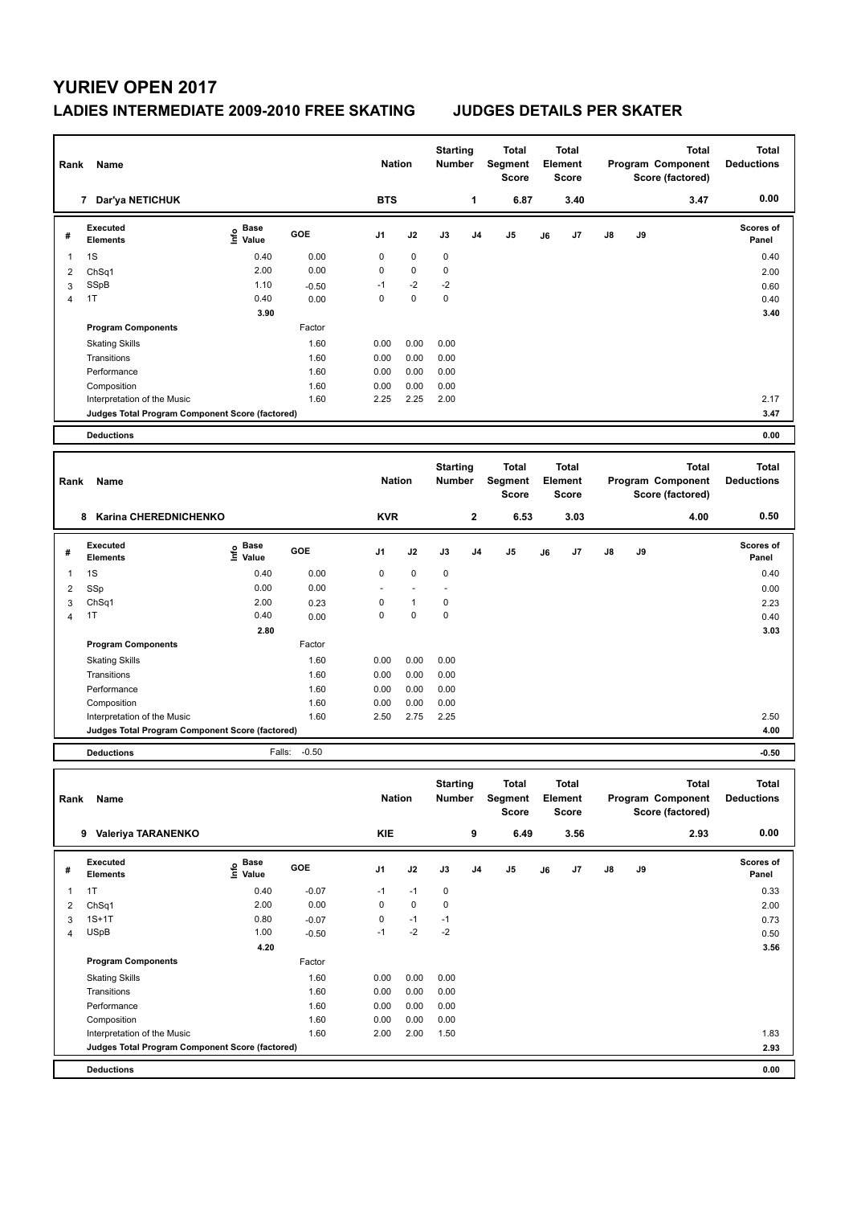# YURIEV OPEN 2017

## LADIES INTERMEDIATE 2009-2010 FREE SKATING JUDGES DETAILS PER SKATER

| Rank | Name | Nation | Starting Number | Total Segment Score | Total Element Score | Total Program Component Score (factored) | Total Deductions |
|---|---|---|---|---|---|---|---|
| 7 | Dar'ya NETICHUK | BTS | 1 | 6.87 | 3.40 | 3.47 | 0.00 |

| # | Executed Elements | Info | Base Value | GOE | J1 | J2 | J3 | J4 | J5 | J6 | J7 | J8 | J9 | Scores of Panel |
|---|---|---|---|---|---|---|---|---|---|---|---|---|---|---|
| 1 | 1S | | 0.40 | 0.00 | 0 | 0 | 0 | | | | | | | 0.40 |
| 2 | ChSq1 | | 2.00 | 0.00 | 0 | 0 | 0 | | | | | | | 2.00 |
| 3 | SSpB | | 1.10 | -0.50 | -1 | -2 | -2 | | | | | | | 0.60 |
| 4 | 1T | | 0.40 | 0.00 | 0 | 0 | 0 | | | | | | | 0.40 |
| | | | 3.90 | | | | | | | | | | | 3.40 |
| | **Program Components** | | | Factor | | | | | | | | | | |
| | Skating Skills | | | 1.60 | 0.00 | 0.00 | 0.00 | | | | | | | |
| | Transitions | | | 1.60 | 0.00 | 0.00 | 0.00 | | | | | | | |
| | Performance | | | 1.60 | 0.00 | 0.00 | 0.00 | | | | | | | |
| | Composition | | | 1.60 | 0.00 | 0.00 | 0.00 | | | | | | | |
| | Interpretation of the Music | | | 1.60 | 2.25 | 2.25 | 2.00 | | | | | | | 2.17 |
| | **Judges Total Program Component Score (factored)** | | | | | | | | | | | | | 3.47 |
| | **Deductions** | | | | | | | | | | | | | 0.00 |

| Rank | Name | Nation | Starting Number | Total Segment Score | Total Element Score | Total Program Component Score (factored) | Total Deductions |
|---|---|---|---|---|---|---|---|
| 8 | Karina CHEREDNICHENKO | KVR | 2 | 6.53 | 3.03 | 4.00 | 0.50 |

| # | Executed Elements | Info | Base Value | GOE | J1 | J2 | J3 | J4 | J5 | J6 | J7 | J8 | J9 | Scores of Panel |
|---|---|---|---|---|---|---|---|---|---|---|---|---|---|---|
| 1 | 1S | | 0.40 | 0.00 | 0 | 0 | 0 | | | | | | | 0.40 |
| 2 | SSp | | 0.00 | 0.00 | - | - | - | | | | | | | 0.00 |
| 3 | ChSq1 | | 2.00 | 0.23 | 0 | 1 | 0 | | | | | | | 2.23 |
| 4 | 1T | | 0.40 | 0.00 | 0 | 0 | 0 | | | | | | | 0.40 |
| | | | 2.80 | | | | | | | | | | | 3.03 |
| | **Program Components** | | | Factor | | | | | | | | | | |
| | Skating Skills | | | 1.60 | 0.00 | 0.00 | 0.00 | | | | | | | |
| | Transitions | | | 1.60 | 0.00 | 0.00 | 0.00 | | | | | | | |
| | Performance | | | 1.60 | 0.00 | 0.00 | 0.00 | | | | | | | |
| | Composition | | | 1.60 | 0.00 | 0.00 | 0.00 | | | | | | | |
| | Interpretation of the Music | | | 1.60 | 2.50 | 2.75 | 2.25 | | | | | | | 2.50 |
| | **Judges Total Program Component Score (factored)** | | | | | | | | | | | | | 4.00 |
| | **Deductions** | | Falls: | -0.50 | | | | | | | | | | -0.50 |

| Rank | Name | Nation | Starting Number | Total Segment Score | Total Element Score | Total Program Component Score (factored) | Total Deductions |
|---|---|---|---|---|---|---|---|
| 9 | Valeriya TARANENKO | KIE | 9 | 6.49 | 3.56 | 2.93 | 0.00 |

| # | Executed Elements | Info | Base Value | GOE | J1 | J2 | J3 | J4 | J5 | J6 | J7 | J8 | J9 | Scores of Panel |
|---|---|---|---|---|---|---|---|---|---|---|---|---|---|---|
| 1 | 1T | | 0.40 | -0.07 | -1 | -1 | 0 | | | | | | | 0.33 |
| 2 | ChSq1 | | 2.00 | 0.00 | 0 | 0 | 0 | | | | | | | 2.00 |
| 3 | 1S+1T | | 0.80 | -0.07 | 0 | -1 | -1 | | | | | | | 0.73 |
| 4 | USpB | | 1.00 | -0.50 | -1 | -2 | -2 | | | | | | | 0.50 |
| | | | 4.20 | | | | | | | | | | | 3.56 |
| | **Program Components** | | | Factor | | | | | | | | | | |
| | Skating Skills | | | 1.60 | 0.00 | 0.00 | 0.00 | | | | | | | |
| | Transitions | | | 1.60 | 0.00 | 0.00 | 0.00 | | | | | | | |
| | Performance | | | 1.60 | 0.00 | 0.00 | 0.00 | | | | | | | |
| | Composition | | | 1.60 | 0.00 | 0.00 | 0.00 | | | | | | | |
| | Interpretation of the Music | | | 1.60 | 2.00 | 2.00 | 1.50 | | | | | | | 1.83 |
| | **Judges Total Program Component Score (factored)** | | | | | | | | | | | | | 2.93 |
| | **Deductions** | | | | | | | | | | | | | 0.00 |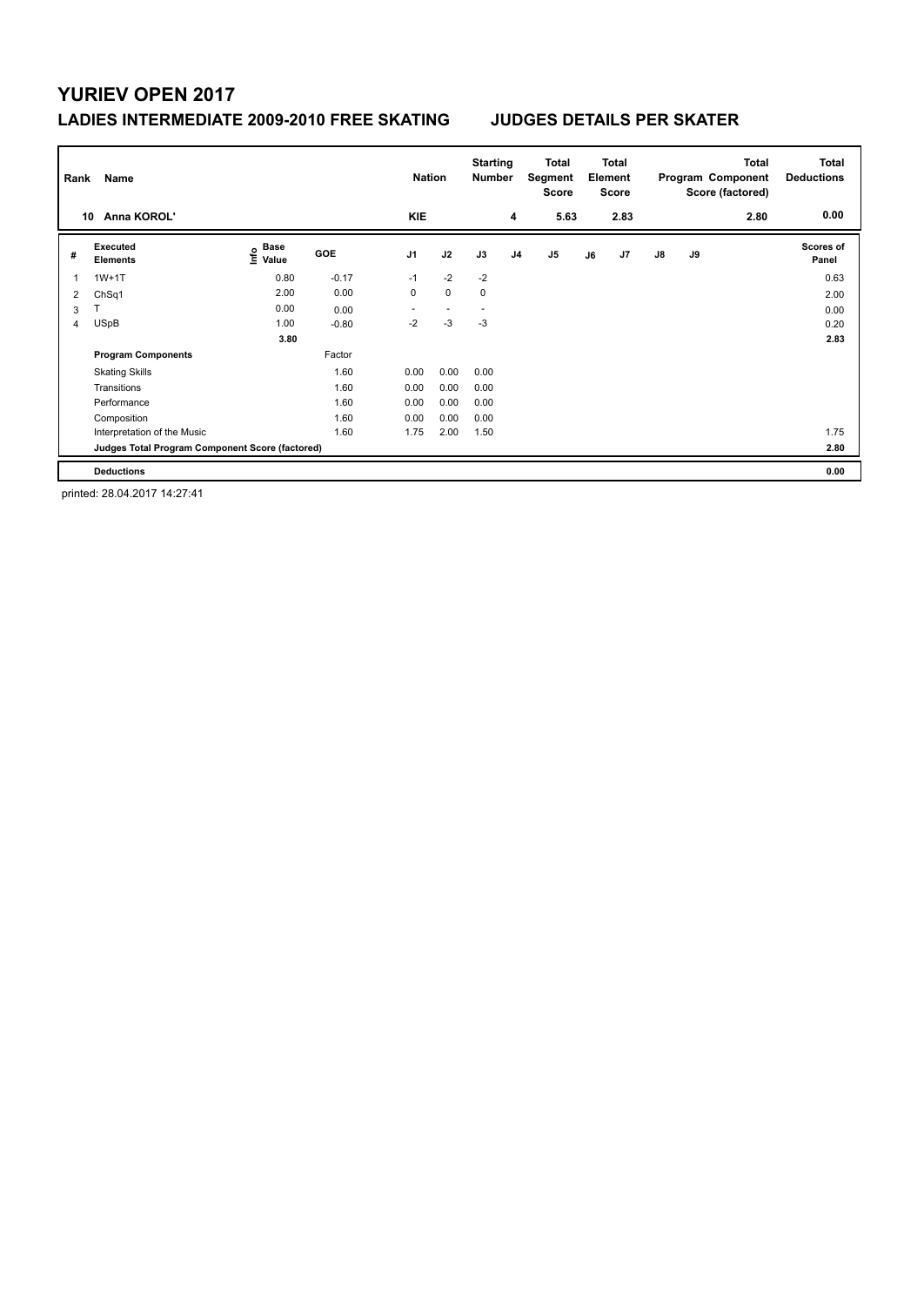# YURIEV OPEN 2017

## LADIES INTERMEDIATE 2009-2010 FREE SKATING — JUDGES DETAILS PER SKATER

| Rank | Name | Nation | Starting Number | Total Segment Score | Total Element Score | Total Program Component Score (factored) | Total Deductions |
|---|---|---|---|---|---|---|---|
| 10 | Anna KOROL' | KIE | 4 | 5.63 | 2.83 | 2.80 | 0.00 |

| # | Executed Elements | Info | Base Value | GOE | J1 | J2 | J3 | J4 | J5 | J6 | J7 | J8 | J9 | Scores of Panel |
|---|---|---|---|---|---|---|---|---|---|---|---|---|---|---|
| 1 | 1W+1T | | 0.80 | -0.17 | -1 | -2 | -2 | | | | | | | 0.63 |
| 2 | ChSq1 | | 2.00 | 0.00 | 0 | 0 | 0 | | | | | | | 2.00 |
| 3 | T | | 0.00 | 0.00 | - | - | - | | | | | | | 0.00 |
| 4 | USpB | | 1.00 | -0.80 | -2 | -3 | -3 | | | | | | | 0.20 |
| | | | 3.80 | | | | | | | | | | | 2.83 |
| | **Program Components** | | | Factor | | | | | | | | | | |
| | Skating Skills | | | 1.60 | 0.00 | 0.00 | 0.00 | | | | | | | |
| | Transitions | | | 1.60 | 0.00 | 0.00 | 0.00 | | | | | | | |
| | Performance | | | 1.60 | 0.00 | 0.00 | 0.00 | | | | | | | |
| | Composition | | | 1.60 | 0.00 | 0.00 | 0.00 | | | | | | | |
| | Interpretation of the Music | | | 1.60 | 1.75 | 2.00 | 1.50 | | | | | | | 1.75 |
| | **Judges Total Program Component Score (factored)** | | | | | | | | | | | | | 2.80 |
| | **Deductions** | | | | | | | | | | | | | 0.00 |

printed: 28.04.2017 14:27:41